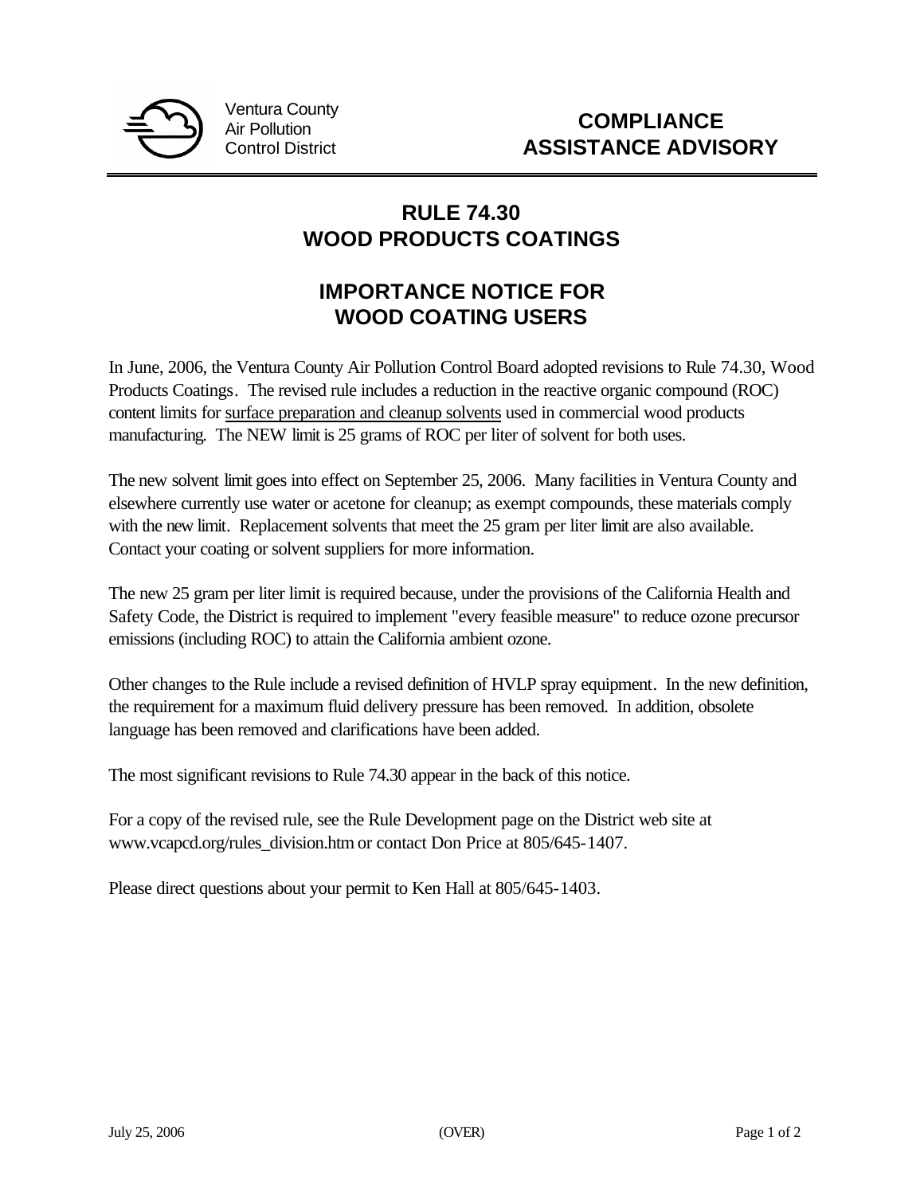Ventura County
Air Pollution
Control District

# COMPLIANCE ASSISTANCE ADVISORY

## RULE 74.30
## WOOD PRODUCTS COATINGS

## IMPORTANCE NOTICE FOR WOOD COATING USERS

In June, 2006, the Ventura County Air Pollution Control Board adopted revisions to Rule 74.30, Wood Products Coatings. The revised rule includes a reduction in the reactive organic compound (ROC) content limits for <u>surface preparation and cleanup solvents</u> used in commercial wood products manufacturing. The NEW limit is 25 grams of ROC per liter of solvent for both uses.

The new solvent limit goes into effect on September 25, 2006. Many facilities in Ventura County and elsewhere currently use water or acetone for cleanup; as exempt compounds, these materials comply with the new limit. Replacement solvents that meet the 25 gram per liter limit are also available. Contact your coating or solvent suppliers for more information.

The new 25 gram per liter limit is required because, under the provisions of the California Health and Safety Code, the District is required to implement "every feasible measure" to reduce ozone precursor emissions (including ROC) to attain the California ambient ozone.

Other changes to the Rule include a revised definition of HVLP spray equipment. In the new definition, the requirement for a maximum fluid delivery pressure has been removed. In addition, obsolete language has been removed and clarifications have been added.

The most significant revisions to Rule 74.30 appear in the back of this notice.

For a copy of the revised rule, see the Rule Development page on the District web site at www.vcapcd.org/rules_division.htm or contact Don Price at 805/645-1407.

Please direct questions about your permit to Ken Hall at 805/645-1403.

July 25, 2006 (OVER)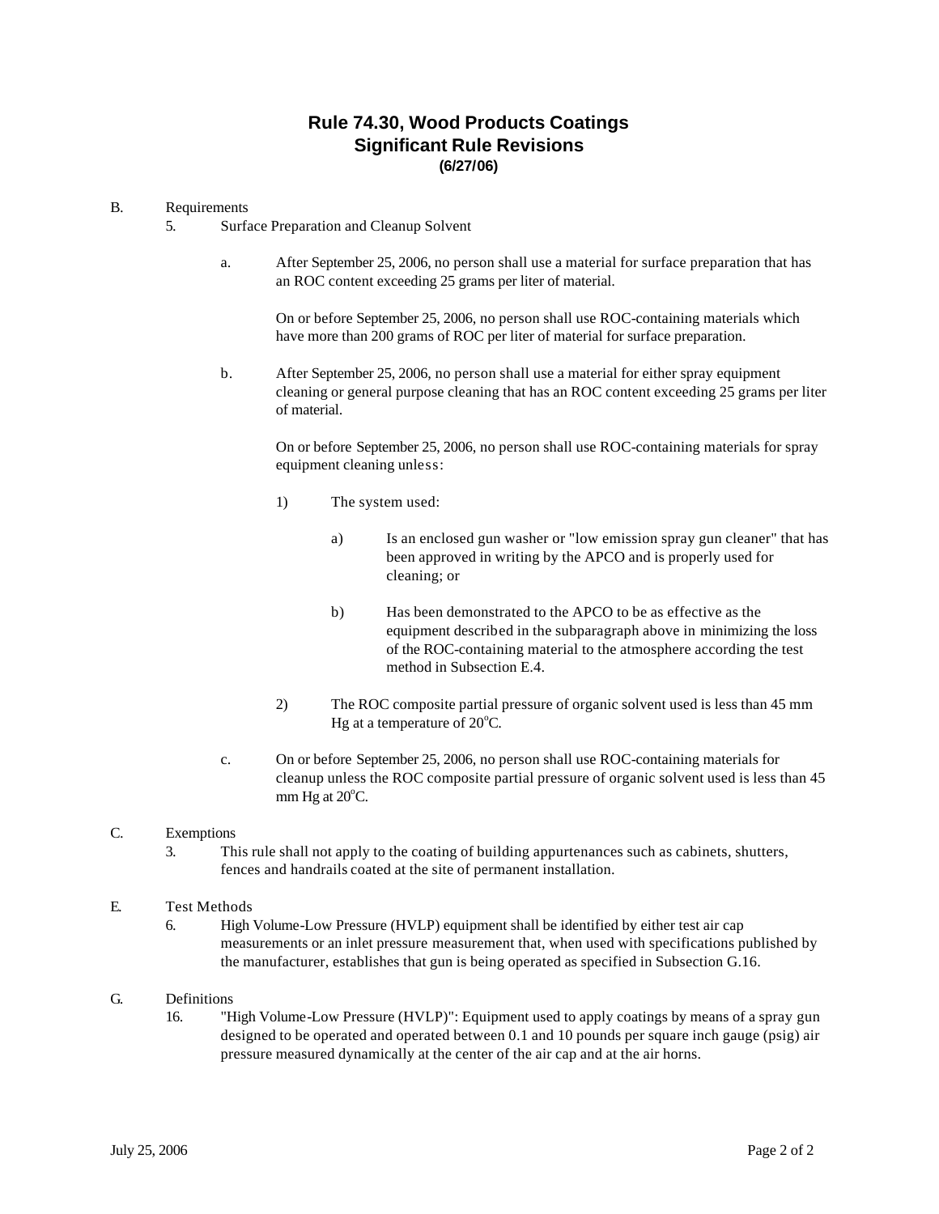# Rule 74.30, Wood Products Coatings
## Significant Rule Revisions
**(6/27/06)**

B. Requirements

5. Surface Preparation and Cleanup Solvent

   a. After September 25, 2006, no person shall use a material for surface preparation that has an ROC content exceeding 25 grams per liter of material.

      On or before September 25, 2006, no person shall use ROC-containing materials which have more than 200 grams of ROC per liter of material for surface preparation.

   b. After September 25, 2006, no person shall use a material for either spray equipment cleaning or general purpose cleaning that has an ROC content exceeding 25 grams per liter of material.

      On or before September 25, 2006, no person shall use ROC-containing materials for spray equipment cleaning unless:

      1) The system used:

         a) Is an enclosed gun washer or "low emission spray gun cleaner" that has been approved in writing by the APCO and is properly used for cleaning; or

         b) Has been demonstrated to the APCO to be as effective as the equipment described in the subparagraph above in minimizing the loss of the ROC-containing material to the atmosphere according the test method in Subsection E.4.

      2) The ROC composite partial pressure of organic solvent used is less than 45 mm Hg at a temperature of 20$^{o}$C.

   c. On or before September 25, 2006, no person shall use ROC-containing materials for cleanup unless the ROC composite partial pressure of organic solvent used is less than 45 mm Hg at 20$^{o}$C.

C. Exemptions

3. This rule shall not apply to the coating of building appurtenances such as cabinets, shutters, fences and handrails coated at the site of permanent installation.

E. Test Methods

6. High Volume-Low Pressure (HVLP) equipment shall be identified by either test air cap measurements or an inlet pressure measurement that, when used with specifications published by the manufacturer, establishes that gun is being operated as specified in Subsection G.16.

G. Definitions

16. "High Volume-Low Pressure (HVLP)": Equipment used to apply coatings by means of a spray gun designed to be operated and operated between 0.1 and 10 pounds per square inch gauge (psig) air pressure measured dynamically at the center of the air cap and at the air horns.

July 25, 2006